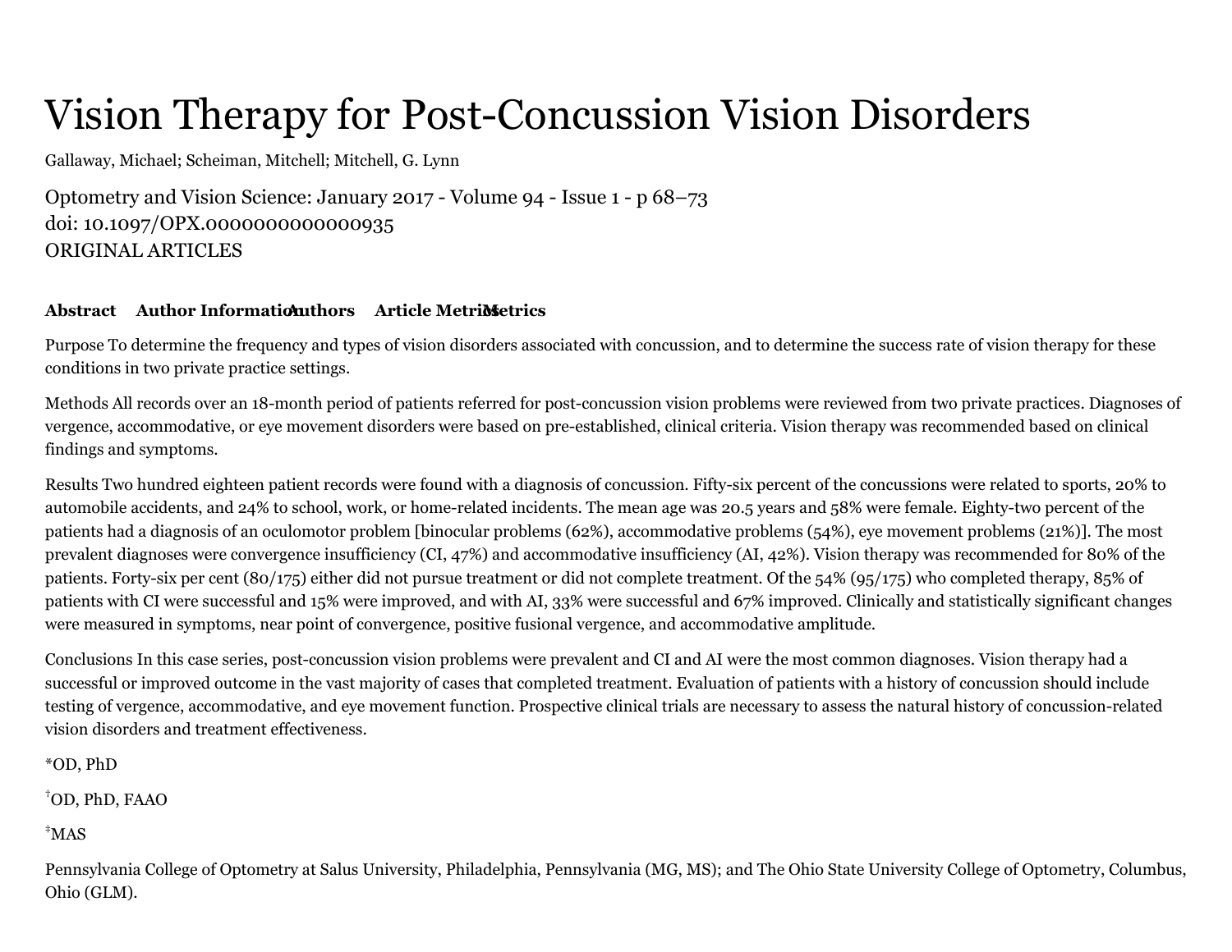# Vision Therapy for Post-Concussion Vision Disorders

Gallaway, Michael; Scheiman, Mitchell; Mitchell, G. Lynn

Optometry and Vision Science: January 2017 - Volume 94 - Issue 1 - p 68–73
doi: 10.1097/OPX.0000000000000935
ORIGINAL ARTICLES

**Abstract** **Author Information** **Authors** **Article Metrics** **Metrics**

Purpose To determine the frequency and types of vision disorders associated with concussion, and to determine the success rate of vision therapy for these conditions in two private practice settings.

Methods All records over an 18-month period of patients referred for post-concussion vision problems were reviewed from two private practices. Diagnoses of vergence, accommodative, or eye movement disorders were based on pre-established, clinical criteria. Vision therapy was recommended based on clinical findings and symptoms.

Results Two hundred eighteen patient records were found with a diagnosis of concussion. Fifty-six percent of the concussions were related to sports, 20% to automobile accidents, and 24% to school, work, or home-related incidents. The mean age was 20.5 years and 58% were female. Eighty-two percent of the patients had a diagnosis of an oculomotor problem [binocular problems (62%), accommodative problems (54%), eye movement problems (21%)]. The most prevalent diagnoses were convergence insufficiency (CI, 47%) and accommodative insufficiency (AI, 42%). Vision therapy was recommended for 80% of the patients. Forty-six per cent (80/175) either did not pursue treatment or did not complete treatment. Of the 54% (95/175) who completed therapy, 85% of patients with CI were successful and 15% were improved, and with AI, 33% were successful and 67% improved. Clinically and statistically significant changes were measured in symptoms, near point of convergence, positive fusional vergence, and accommodative amplitude.

Conclusions In this case series, post-concussion vision problems were prevalent and CI and AI were the most common diagnoses. Vision therapy had a successful or improved outcome in the vast majority of cases that completed treatment. Evaluation of patients with a history of concussion should include testing of vergence, accommodative, and eye movement function. Prospective clinical trials are necessary to assess the natural history of concussion-related vision disorders and treatment effectiveness.

*OD, PhD

†OD, PhD, FAAO

‡MAS

Pennsylvania College of Optometry at Salus University, Philadelphia, Pennsylvania (MG, MS); and The Ohio State University College of Optometry, Columbus, Ohio (GLM).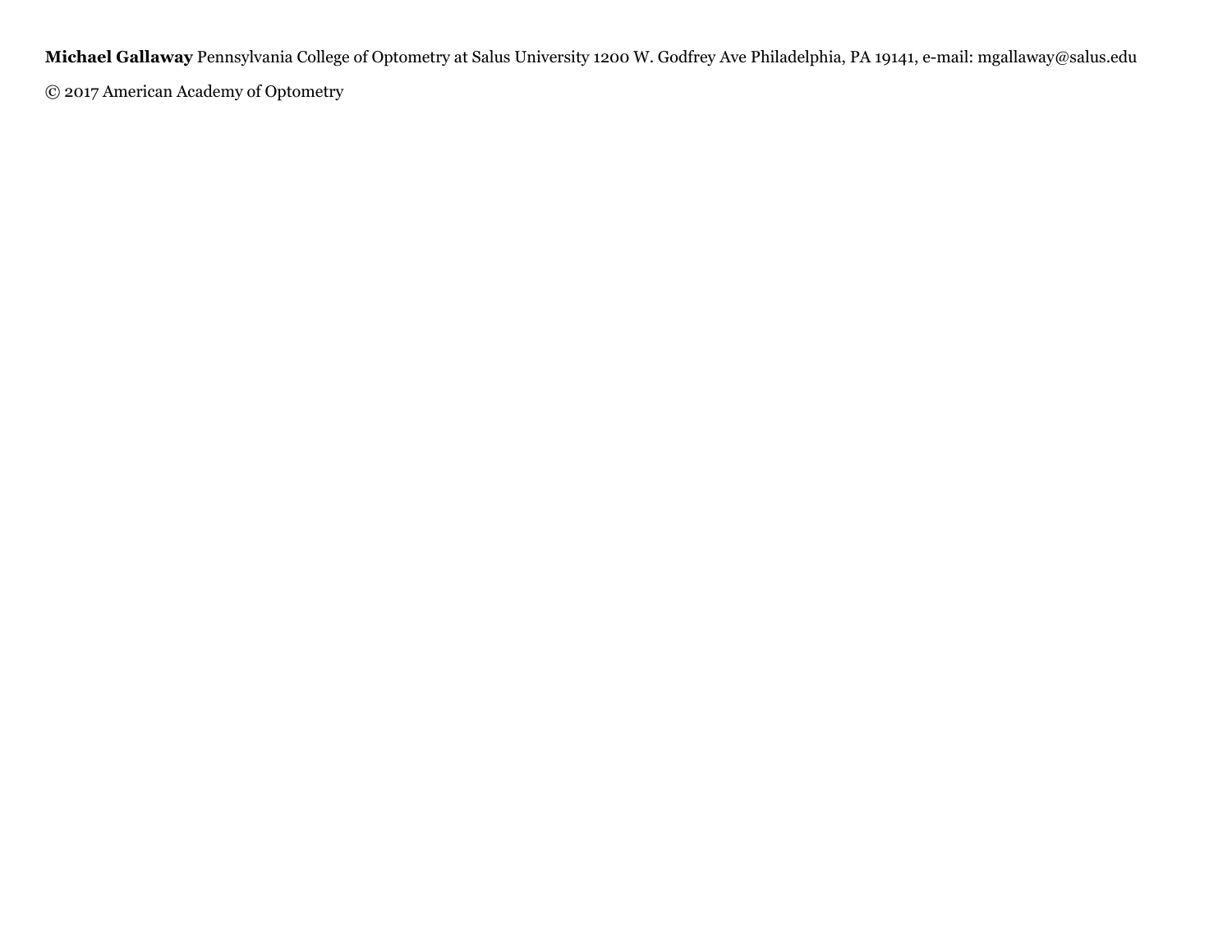**Michael Gallaway** Pennsylvania College of Optometry at Salus University 1200 W. Godfrey Ave Philadelphia, PA 19141, e-mail: mgallaway@salus.edu

© 2017 American Academy of Optometry